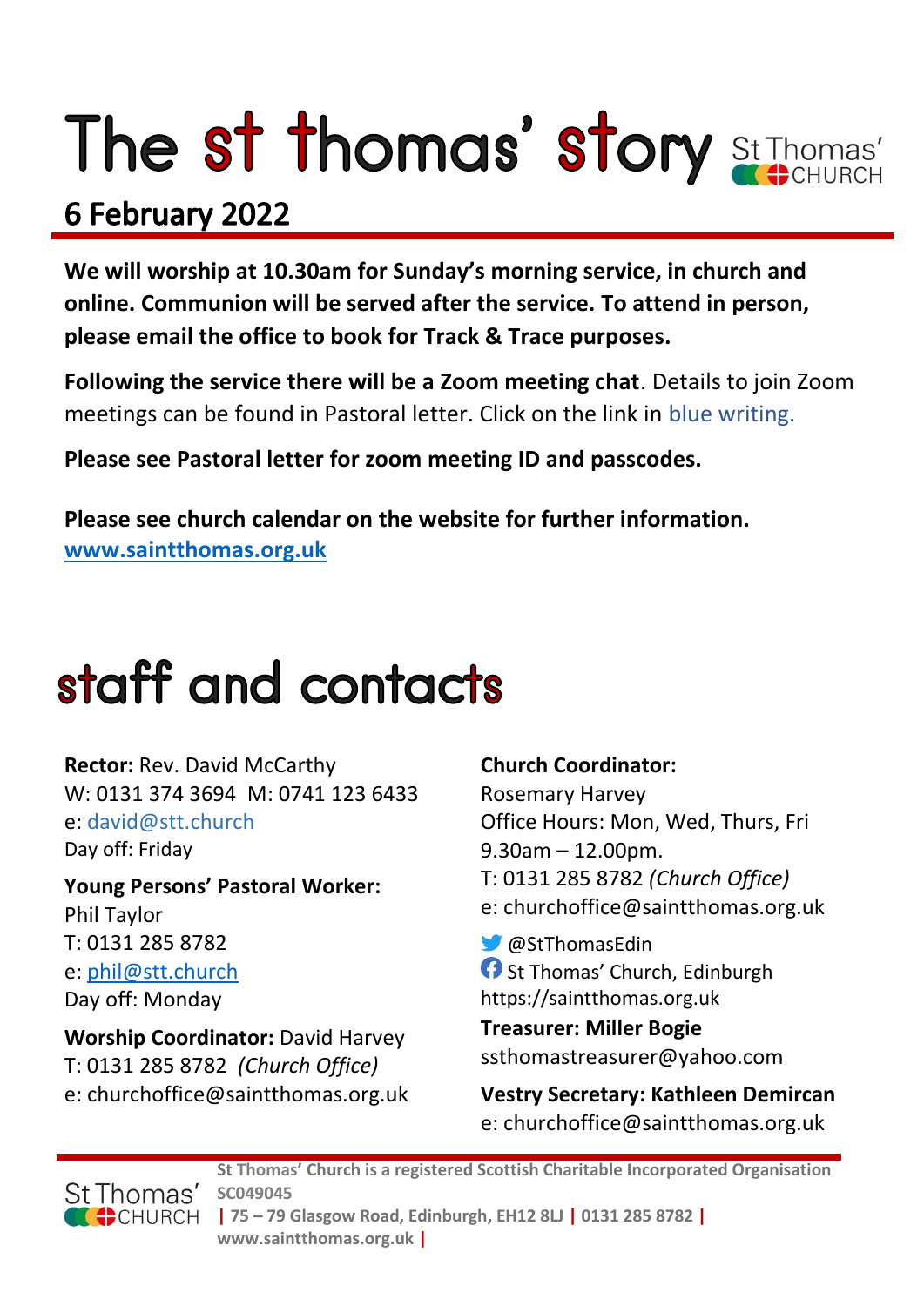# The st thomas' story

St Thomas' CHURCH

## 6 February 2022

**We will worship at 10.30am for Sunday's morning service, in church and online. Communion will be served after the service. To attend in person, please email the office to book for Track & Trace purposes.**

**Following the service there will be a Zoom meeting chat**. Details to join Zoom meetings can be found in Pastoral letter. Click on the link in blue writing.

**Please see Pastoral letter for zoom meeting ID and passcodes.**

**Please see church calendar on the website for further information.**
**www.saintthomas.org.uk**

# staff and contacts

**Rector:** Rev. David McCarthy
W: 0131 374 3694 M: 0741 123 6433
e: david@stt.church
Day off: Friday

**Young Persons' Pastoral Worker:**
Phil Taylor
T: 0131 285 8782
e: phil@stt.church
Day off: Monday

**Worship Coordinator:** David Harvey
T: 0131 285 8782 *(Church Office)*
e: churchoffice@saintthomas.org.uk

**Church Coordinator:**
Rosemary Harvey
Office Hours: Mon, Wed, Thurs, Fri
9.30am – 12.00pm.
T: 0131 285 8782 *(Church Office)*
e: churchoffice@saintthomas.org.uk

@StThomasEdin
St Thomas' Church, Edinburgh
https://saintthomas.org.uk

**Treasurer: Miller Bogie**
ssthomastreasurer@yahoo.com

**Vestry Secretary: Kathleen Demircan**
e: churchoffice@saintthomas.org.uk

St Thomas' CHURCH

**St Thomas' Church is a registered Scottish Charitable Incorporated Organisation SC049045 | 75 – 79 Glasgow Road, Edinburgh, EH12 8LJ | 0131 285 8782 | www.saintthomas.org.uk |**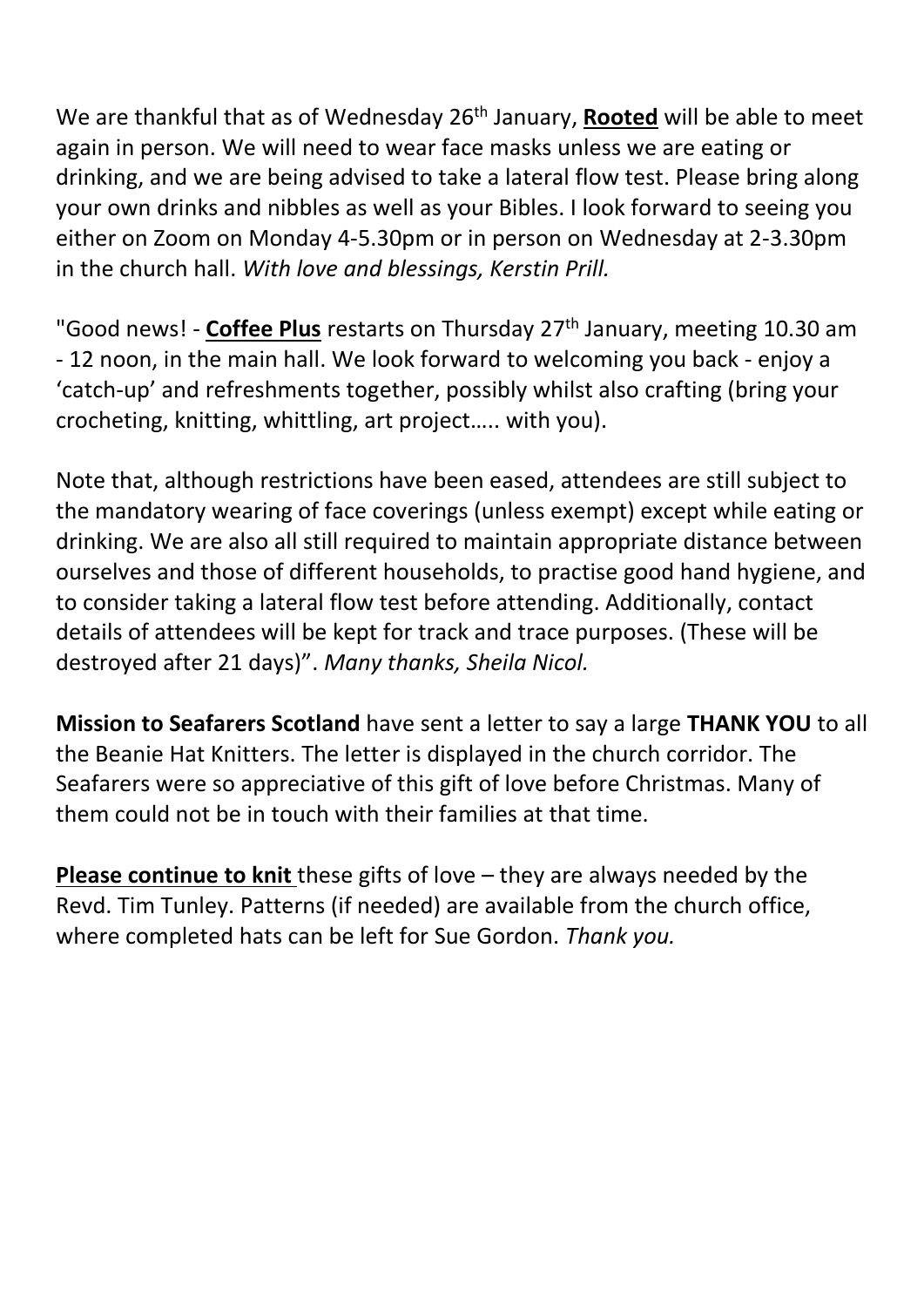We are thankful that as of Wednesday 26th January, **Rooted** will be able to meet again in person. We will need to wear face masks unless we are eating or drinking, and we are being advised to take a lateral flow test. Please bring along your own drinks and nibbles as well as your Bibles. I look forward to seeing you either on Zoom on Monday 4-5.30pm or in person on Wednesday at 2-3.30pm in the church hall. *With love and blessings, Kerstin Prill.*

"Good news! - **Coffee Plus** restarts on Thursday 27th January, meeting 10.30 am - 12 noon, in the main hall. We look forward to welcoming you back - enjoy a 'catch-up' and refreshments together, possibly whilst also crafting (bring your crocheting, knitting, whittling, art project….. with you).

Note that, although restrictions have been eased, attendees are still subject to the mandatory wearing of face coverings (unless exempt) except while eating or drinking. We are also all still required to maintain appropriate distance between ourselves and those of different households, to practise good hand hygiene, and to consider taking a lateral flow test before attending. Additionally, contact details of attendees will be kept for track and trace purposes. (These will be destroyed after 21 days)". *Many thanks, Sheila Nicol.*

**Mission to Seafarers Scotland** have sent a letter to say a large **THANK YOU** to all the Beanie Hat Knitters. The letter is displayed in the church corridor. The Seafarers were so appreciative of this gift of love before Christmas. Many of them could not be in touch with their families at that time.

**Please continue to knit** these gifts of love – they are always needed by the Revd. Tim Tunley. Patterns (if needed) are available from the church office, where completed hats can be left for Sue Gordon. *Thank you.*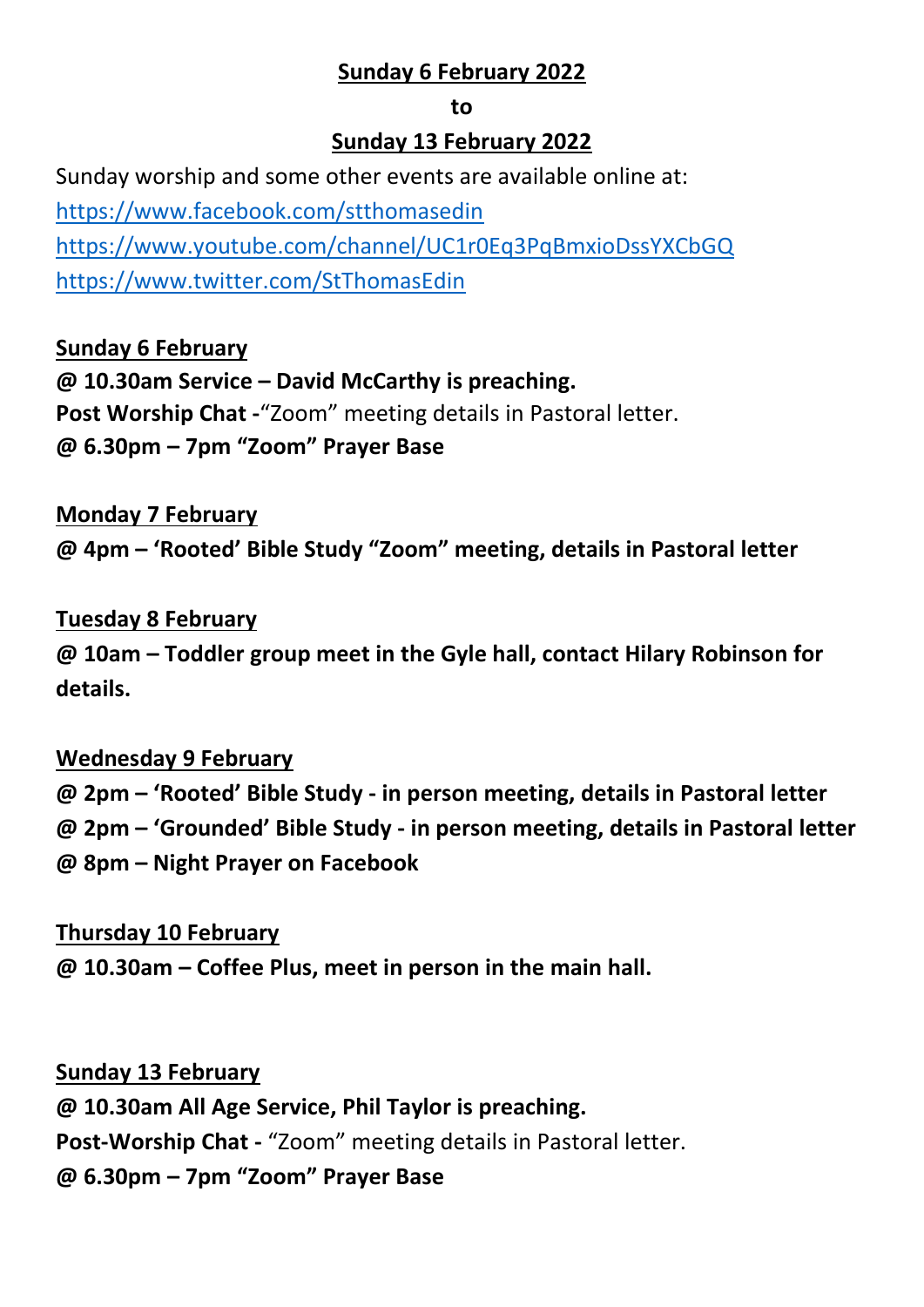**Sunday 6 February 2022**

**to**

**Sunday 13 February 2022**

Sunday worship and some other events are available online at:

https://www.facebook.com/stthomasedin

https://www.youtube.com/channel/UC1r0Eq3PqBmxioDssYXCbGQ

https://www.twitter.com/StThomasEdin

**Sunday 6 February**

**@ 10.30am Service – David McCarthy is preaching.**

**Post Worship Chat -**“Zoom” meeting details in Pastoral letter.

**@ 6.30pm – 7pm “Zoom” Prayer Base**

**Monday 7 February**

**@ 4pm – ‘Rooted’ Bible Study “Zoom” meeting, details in Pastoral letter**

**Tuesday 8 February**

**@ 10am – Toddler group meet in the Gyle hall, contact Hilary Robinson for details.**

**Wednesday 9 February**

**@ 2pm – ‘Rooted’ Bible Study - in person meeting, details in Pastoral letter**

**@ 2pm – ‘Grounded’ Bible Study - in person meeting, details in Pastoral letter**

**@ 8pm – Night Prayer on Facebook**

**Thursday 10 February**

**@ 10.30am – Coffee Plus, meet in person in the main hall.**

**Sunday 13 February**

**@ 10.30am All Age Service, Phil Taylor is preaching.**

**Post-Worship Chat -** “Zoom” meeting details in Pastoral letter.

**@ 6.30pm – 7pm “Zoom” Prayer Base**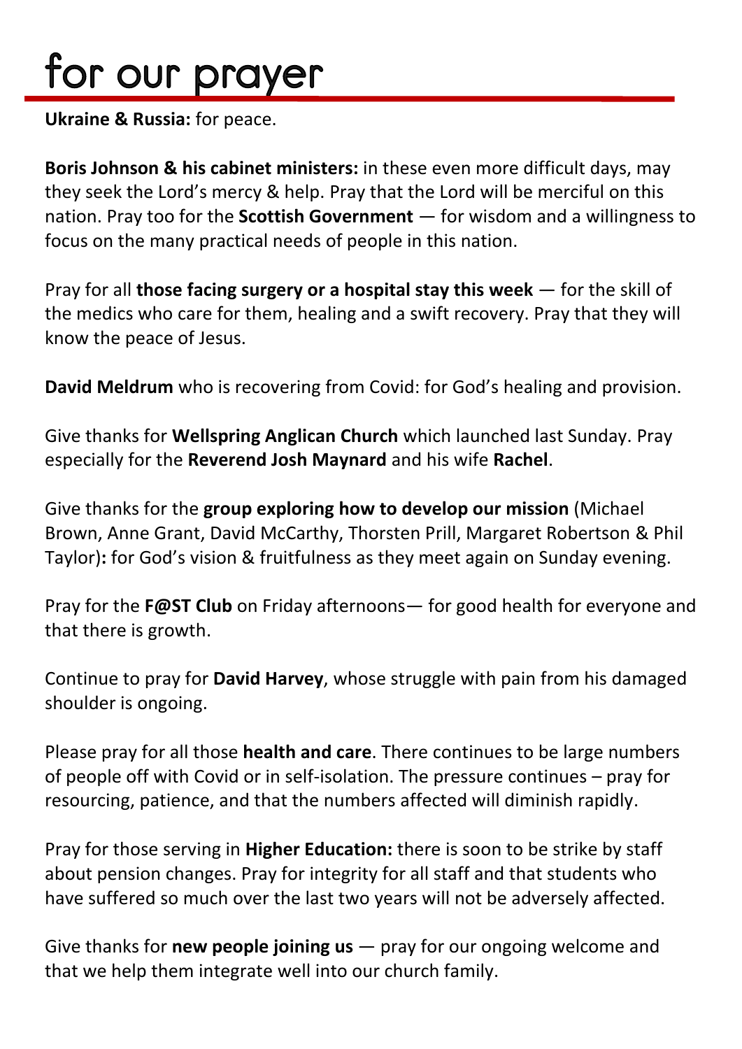# for our prayer

**Ukraine & Russia:** for peace.

**Boris Johnson & his cabinet ministers:** in these even more difficult days, may they seek the Lord's mercy & help. Pray that the Lord will be merciful on this nation. Pray too for the **Scottish Government** — for wisdom and a willingness to focus on the many practical needs of people in this nation.

Pray for all **those facing surgery or a hospital stay this week** — for the skill of the medics who care for them, healing and a swift recovery. Pray that they will know the peace of Jesus.

**David Meldrum** who is recovering from Covid: for God's healing and provision.

Give thanks for **Wellspring Anglican Church** which launched last Sunday. Pray especially for the **Reverend Josh Maynard** and his wife **Rachel**.

Give thanks for the **group exploring how to develop our mission** (Michael Brown, Anne Grant, David McCarthy, Thorsten Prill, Margaret Robertson & Phil Taylor)**:** for God's vision & fruitfulness as they meet again on Sunday evening.

Pray for the **F@ST Club** on Friday afternoons— for good health for everyone and that there is growth.

Continue to pray for **David Harvey**, whose struggle with pain from his damaged shoulder is ongoing.

Please pray for all those **health and care**. There continues to be large numbers of people off with Covid or in self-isolation. The pressure continues – pray for resourcing, patience, and that the numbers affected will diminish rapidly.

Pray for those serving in **Higher Education:** there is soon to be strike by staff about pension changes. Pray for integrity for all staff and that students who have suffered so much over the last two years will not be adversely affected.

Give thanks for **new people joining us** — pray for our ongoing welcome and that we help them integrate well into our church family.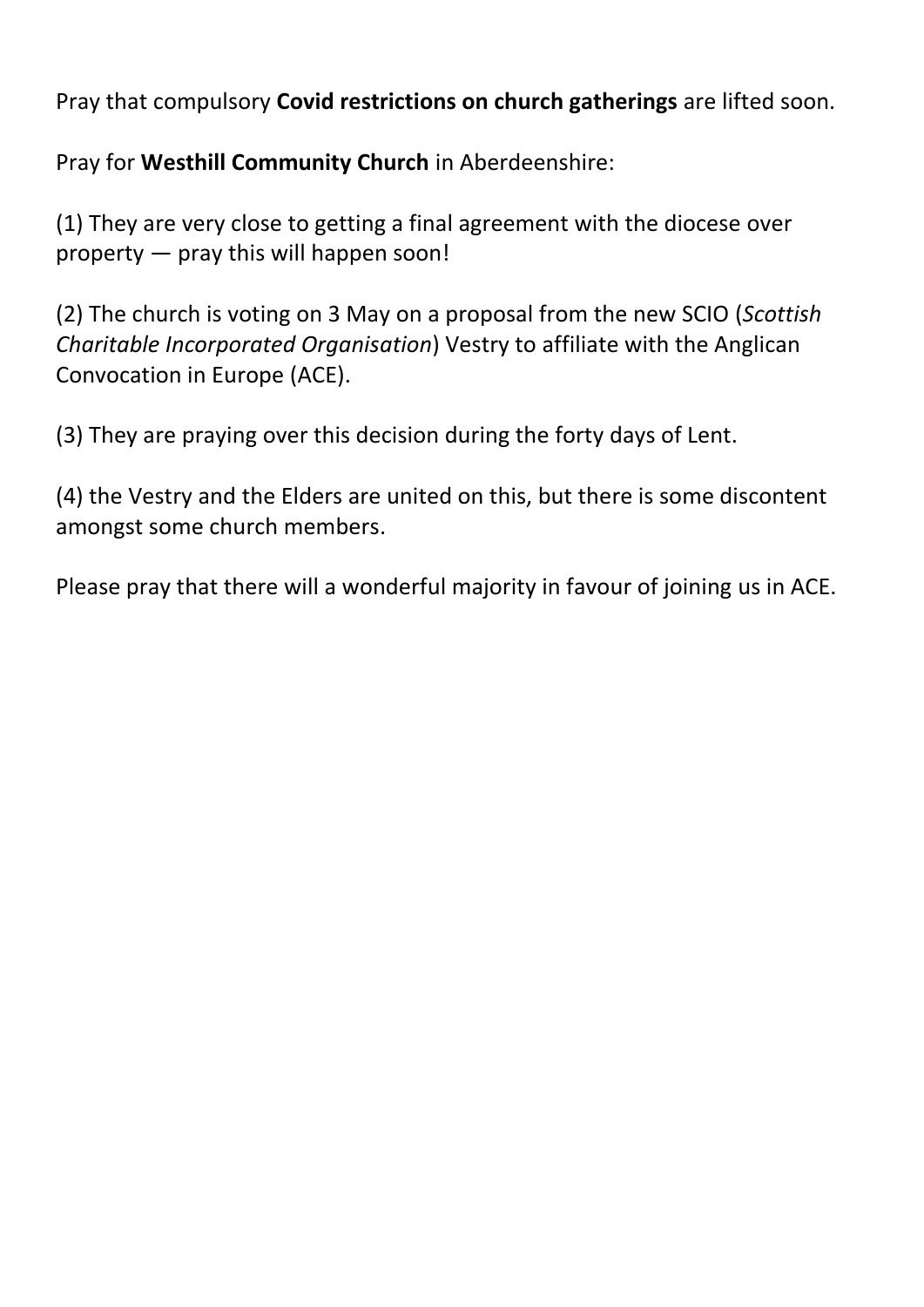Pray that compulsory **Covid restrictions on church gatherings** are lifted soon.

Pray for **Westhill Community Church** in Aberdeenshire:

(1) They are very close to getting a final agreement with the diocese over property — pray this will happen soon!

(2) The church is voting on 3 May on a proposal from the new SCIO (*Scottish Charitable Incorporated Organisation*) Vestry to affiliate with the Anglican Convocation in Europe (ACE).

(3) They are praying over this decision during the forty days of Lent.

(4) the Vestry and the Elders are united on this, but there is some discontent amongst some church members.

Please pray that there will a wonderful majority in favour of joining us in ACE.